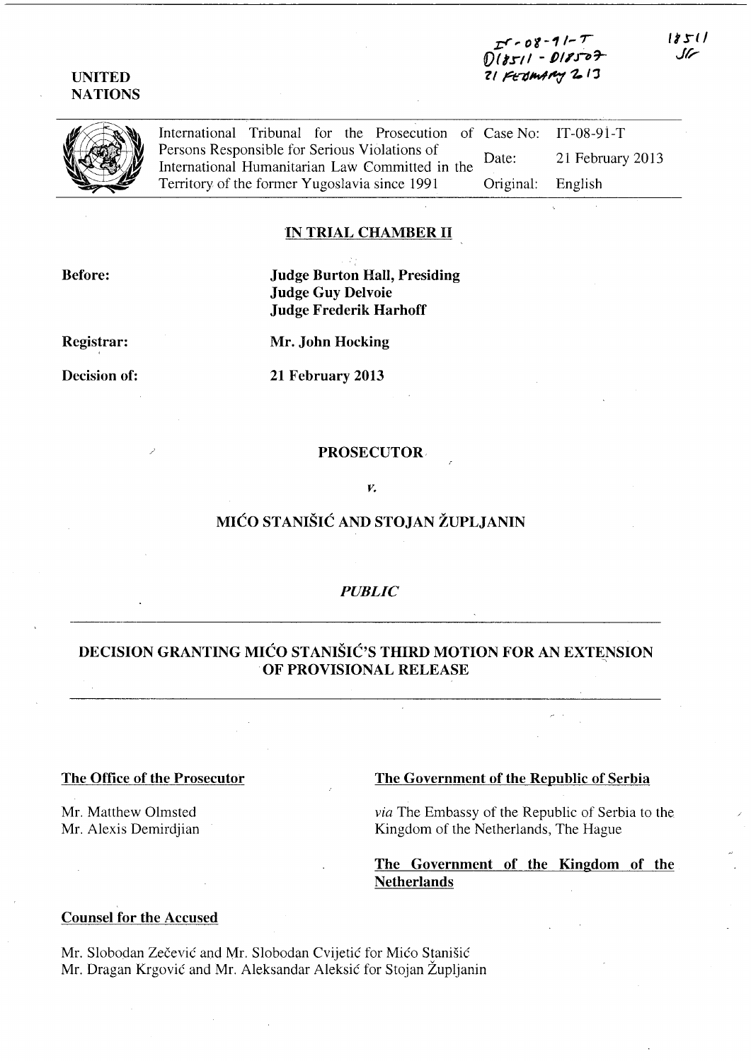IT-08-91-T
D18511 - D18507
21 February 2013

18511
SF

UNITED NATIONS

| International Tribunal for the Prosecution of Persons Responsible for Serious Violations of International Humanitarian Law Committed in the Territory of the former Yugoslavia since 1991 | Case No: | IT-08-91-T |
|---|---|---|
| | Date: | 21 February 2013 |
| | Original: | English |

**IN TRIAL CHAMBER II**

**Before:** **Judge Burton Hall, Presiding**
**Judge Guy Delvoie**
**Judge Frederik Harhoff**

**Registrar:** **Mr. John Hocking**

**Decision of:** **21 February 2013**

**PROSECUTOR**

*v.*

**MIĆO STANIŠIĆ AND STOJAN ŽUPLJANIN**

*PUBLIC*

---

**DECISION GRANTING MIĆO STANIŠIĆ'S THIRD MOTION FOR AN EXTENSION OF PROVISIONAL RELEASE**

---

**The Office of the Prosecutor**

Mr. Matthew Olmsted
Mr. Alexis Demirdjian

**The Government of the Republic of Serbia**

*via* The Embassy of the Republic of Serbia to the Kingdom of the Netherlands, The Hague

**The Government of the Kingdom of the Netherlands**

**Counsel for the Accused**

Mr. Slobodan Zečević and Mr. Slobodan Cvijetić for Mićo Stanišić
Mr. Dragan Krgović and Mr. Aleksandar Aleksić for Stojan Župljanin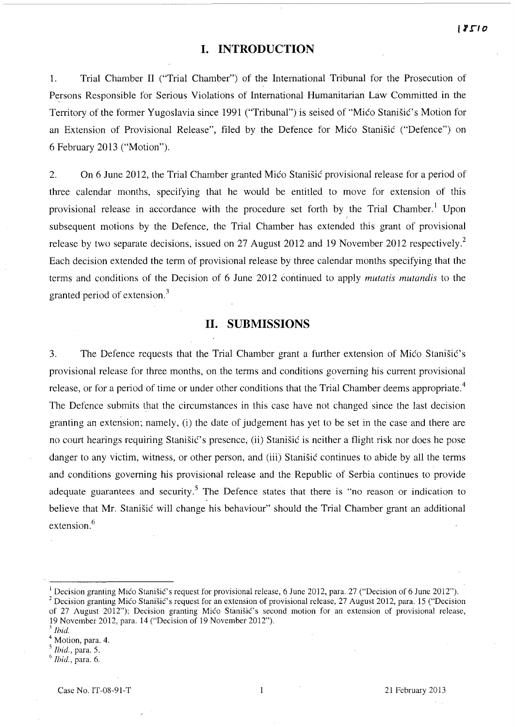# I. INTRODUCTION

1. Trial Chamber II ("Trial Chamber") of the International Tribunal for the Prosecution of Persons Responsible for Serious Violations of International Humanitarian Law Committed in the Territory of the former Yugoslavia since 1991 ("Tribunal") is seised of "Mićo Stanišić's Motion for an Extension of Provisional Release", filed by the Defence for Mićo Stanišić ("Defence") on 6 February 2013 ("Motion").

2. On 6 June 2012, the Trial Chamber granted Mićo Stanišić provisional release for a period of three calendar months, specifying that he would be entitled to move for extension of this provisional release in accordance with the procedure set forth by the Trial Chamber.[1] Upon subsequent motions by the Defence, the Trial Chamber has extended this grant of provisional release by two separate decisions, issued on 27 August 2012 and 19 November 2012 respectively.[2] Each decision extended the term of provisional release by three calendar months specifying that the terms and conditions of the Decision of 6 June 2012 continued to apply *mutatis mutandis* to the granted period of extension.[3]

# II. SUBMISSIONS

3. The Defence requests that the Trial Chamber grant a further extension of Mićo Stanišić's provisional release for three months, on the terms and conditions governing his current provisional release, or for a period of time or under other conditions that the Trial Chamber deems appropriate.[4] The Defence submits that the circumstances in this case have not changed since the last decision granting an extension; namely, (i) the date of judgement has yet to be set in the case and there are no court hearings requiring Stanišić's presence, (ii) Stanišić is neither a flight risk nor does he pose danger to any victim, witness, or other person, and (iii) Stanišić continues to abide by all the terms and conditions governing his provisional release and the Republic of Serbia continues to provide adequate guarantees and security.[5] The Defence states that there is "no reason or indication to believe that Mr. Stanišić will change his behaviour" should the Trial Chamber grant an additional extension.[6]

---

[1] Decision granting Mićo Stanišić's request for provisional release, 6 June 2012, para. 27 ("Decision of 6 June 2012").

[2] Decision granting Mićo Stanišić's request for an extension of provisional release, 27 August 2012, para. 15 ("Decision of 27 August 2012"); Decision granting Mićo Stanišić's second motion for an extension of provisional release, 19 November 2012, para. 14 ("Decision of 19 November 2012").

[3] *Ibid.*

[4] Motion, para. 4.

[5] *Ibid.*, para. 5.

[6] *Ibid.*, para. 6.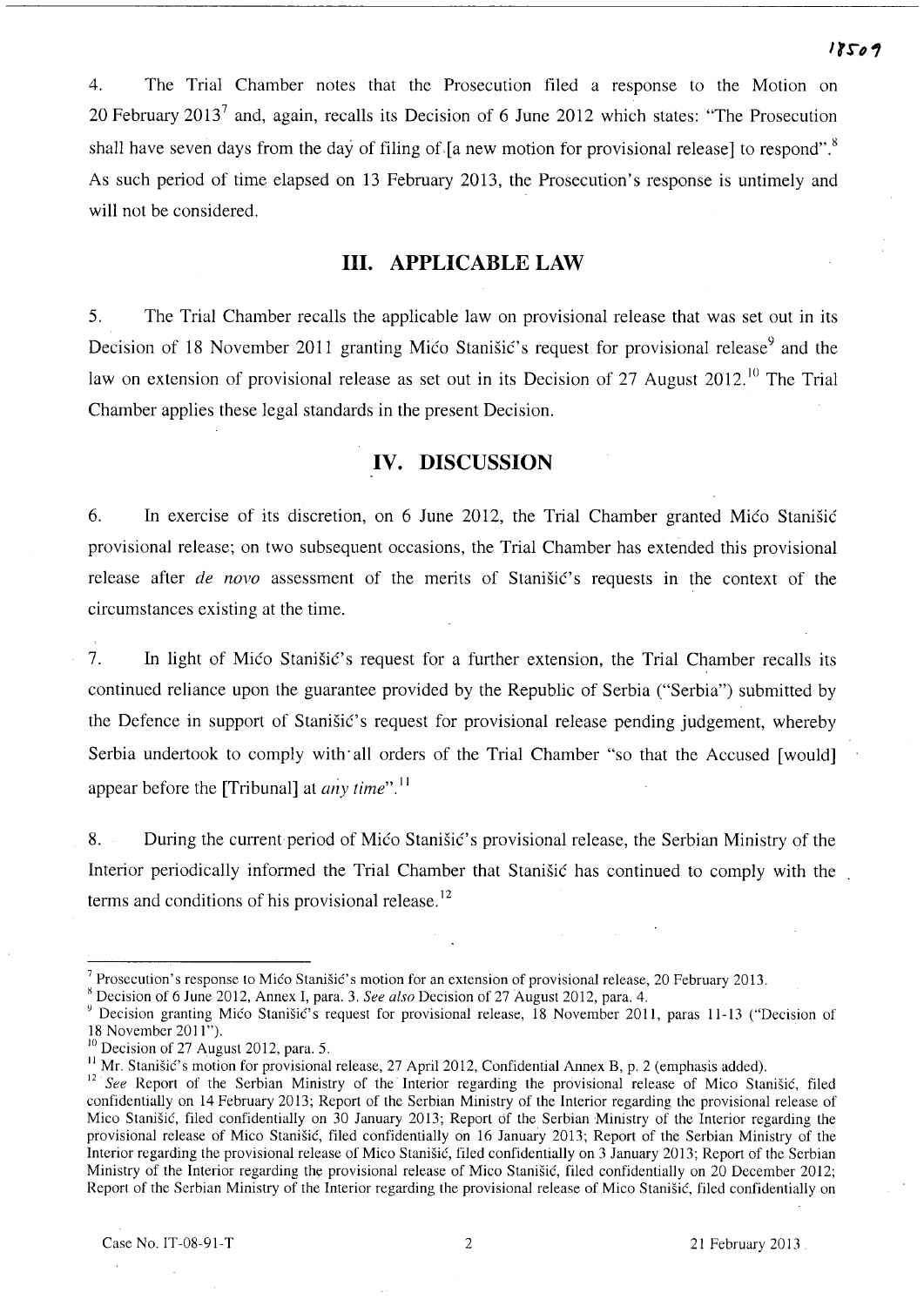4. The Trial Chamber notes that the Prosecution filed a response to the Motion on 20 February 2013[7] and, again, recalls its Decision of 6 June 2012 which states: "The Prosecution shall have seven days from the day of filing of [a new motion for provisional release] to respond".[8] As such period of time elapsed on 13 February 2013, the Prosecution's response is untimely and will not be considered.

## III. APPLICABLE LAW

5. The Trial Chamber recalls the applicable law on provisional release that was set out in its Decision of 18 November 2011 granting Mićo Stanišić's request for provisional release[9] and the law on extension of provisional release as set out in its Decision of 27 August 2012.[10] The Trial Chamber applies these legal standards in the present Decision.

## IV. DISCUSSION

6. In exercise of its discretion, on 6 June 2012, the Trial Chamber granted Mićo Stanišić provisional release; on two subsequent occasions, the Trial Chamber has extended this provisional release after *de novo* assessment of the merits of Stanišić's requests in the context of the circumstances existing at the time.

7. In light of Mićo Stanišić's request for a further extension, the Trial Chamber recalls its continued reliance upon the guarantee provided by the Republic of Serbia ("Serbia") submitted by the Defence in support of Stanišić's request for provisional release pending judgement, whereby Serbia undertook to comply with all orders of the Trial Chamber "so that the Accused [would] appear before the [Tribunal] at *any time*".[11]

8. During the current period of Mićo Stanišić's provisional release, the Serbian Ministry of the Interior periodically informed the Trial Chamber that Stanišić has continued to comply with the terms and conditions of his provisional release.[12]

---

[7] Prosecution's response to Mićo Stanišić's motion for an extension of provisional release, 20 February 2013.

[8] Decision of 6 June 2012, Annex I, para. 3. *See also* Decision of 27 August 2012, para. 4.

[9] Decision granting Mićo Stanišić's request for provisional release, 18 November 2011, paras 11-13 ("Decision of 18 November 2011").

[10] Decision of 27 August 2012, para. 5.

[11] Mr. Stanišić's motion for provisional release, 27 April 2012, Confidential Annex B, p. 2 (emphasis added).

[12] *See* Report of the Serbian Ministry of the Interior regarding the provisional release of Mico Stanišić, filed confidentially on 14 February 2013; Report of the Serbian Ministry of the Interior regarding the provisional release of Mico Stanišić, filed confidentially on 30 January 2013; Report of the Serbian Ministry of the Interior regarding the provisional release of Mico Stanišić, filed confidentially on 16 January 2013; Report of the Serbian Ministry of the Interior regarding the provisional release of Mico Stanišić, filed confidentially on 3 January 2013; Report of the Serbian Ministry of the Interior regarding the provisional release of Mico Stanišić, filed confidentially on 20 December 2012; Report of the Serbian Ministry of the Interior regarding the provisional release of Mico Stanišić, filed confidentially on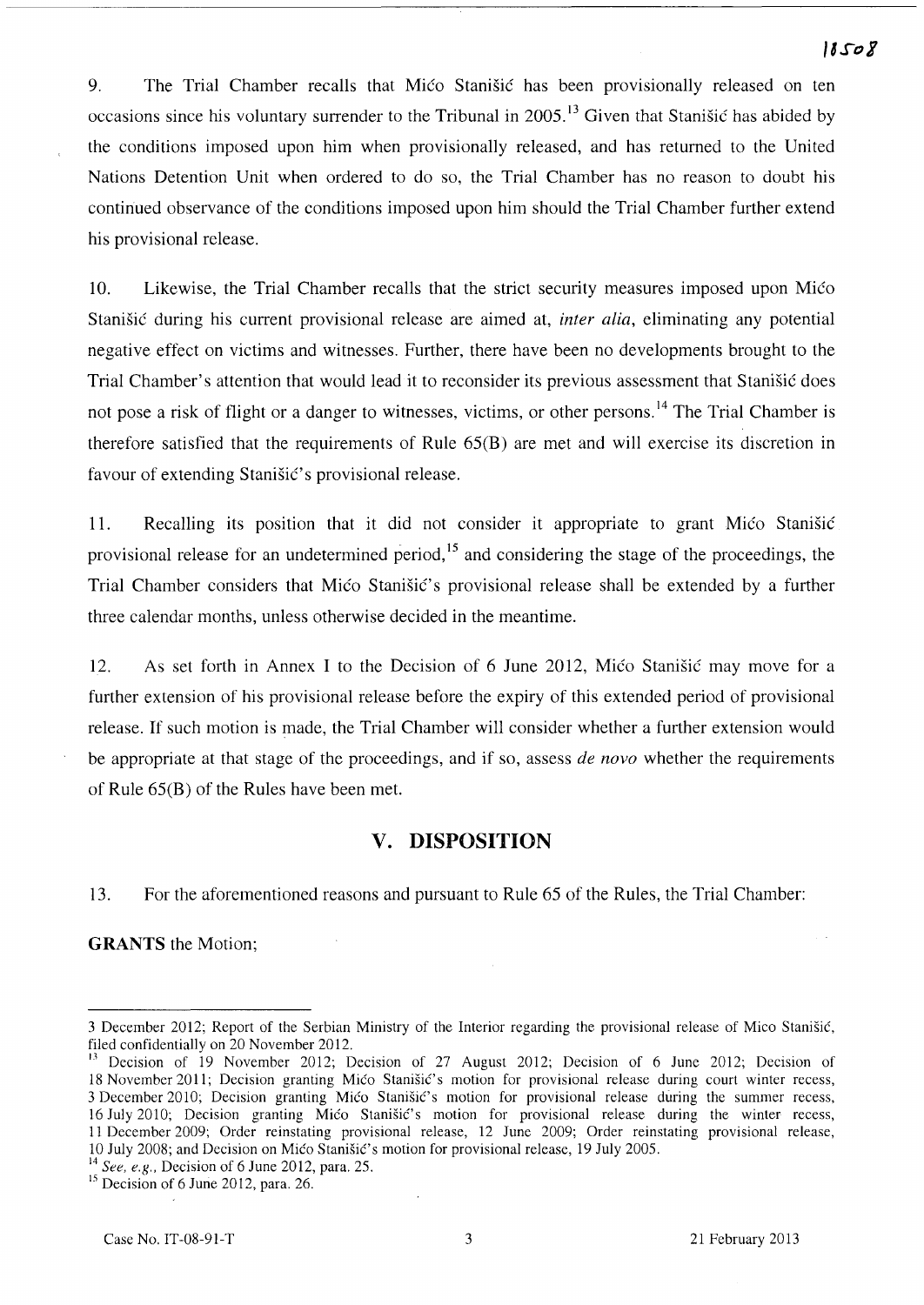9. The Trial Chamber recalls that Mićo Stanišić has been provisionally released on ten occasions since his voluntary surrender to the Tribunal in 2005.[13] Given that Stanišić has abided by the conditions imposed upon him when provisionally released, and has returned to the United Nations Detention Unit when ordered to do so, the Trial Chamber has no reason to doubt his continued observance of the conditions imposed upon him should the Trial Chamber further extend his provisional release.

10. Likewise, the Trial Chamber recalls that the strict security measures imposed upon Mićo Stanišić during his current provisional release are aimed at, *inter alia*, eliminating any potential negative effect on victims and witnesses. Further, there have been no developments brought to the Trial Chamber's attention that would lead it to reconsider its previous assessment that Stanišić does not pose a risk of flight or a danger to witnesses, victims, or other persons.[14] The Trial Chamber is therefore satisfied that the requirements of Rule 65(B) are met and will exercise its discretion in favour of extending Stanišić's provisional release.

11. Recalling its position that it did not consider it appropriate to grant Mićo Stanišić provisional release for an undetermined period,[15] and considering the stage of the proceedings, the Trial Chamber considers that Mićo Stanišić's provisional release shall be extended by a further three calendar months, unless otherwise decided in the meantime.

12. As set forth in Annex I to the Decision of 6 June 2012, Mićo Stanišić may move for a further extension of his provisional release before the expiry of this extended period of provisional release. If such motion is made, the Trial Chamber will consider whether a further extension would be appropriate at that stage of the proceedings, and if so, assess *de novo* whether the requirements of Rule 65(B) of the Rules have been met.

## V. DISPOSITION

13. For the aforementioned reasons and pursuant to Rule 65 of the Rules, the Trial Chamber:

**GRANTS** the Motion;

---

3 December 2012; Report of the Serbian Ministry of the Interior regarding the provisional release of Mico Stanišić, filed confidentially on 20 November 2012.

[13] Decision of 19 November 2012; Decision of 27 August 2012; Decision of 6 June 2012; Decision of 18 November 2011; Decision granting Mićo Stanišić's motion for provisional release during court winter recess, 3 December 2010; Decision granting Mićo Stanišić's motion for provisional release during the summer recess, 16 July 2010; Decision granting Mićo Stanišić's motion for provisional release during the winter recess, 11 December 2009; Order reinstating provisional release, 12 June 2009; Order reinstating provisional release, 10 July 2008; and Decision on Mićo Stanišić's motion for provisional release, 19 July 2005.

[14] *See, e.g.*, Decision of 6 June 2012, para. 25.

[15] Decision of 6 June 2012, para. 26.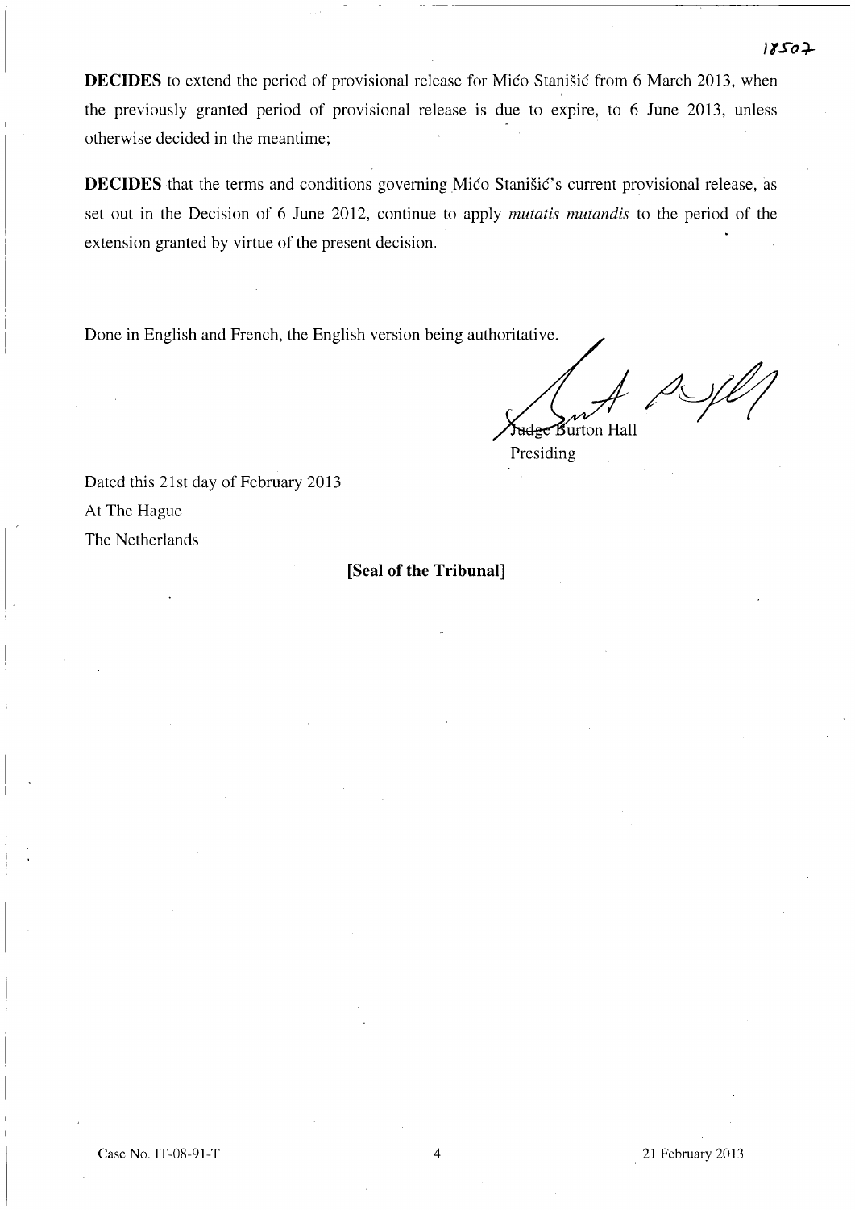**DECIDES** to extend the period of provisional release for Mićo Stanišić from 6 March 2013, when the previously granted period of provisional release is due to expire, to 6 June 2013, unless otherwise decided in the meantime;

**DECIDES** that the terms and conditions governing Mićo Stanišić's current provisional release, as set out in the Decision of 6 June 2012, continue to apply *mutatis mutandis* to the period of the extension granted by virtue of the present decision.

Done in English and French, the English version being authoritative.

Judge Burton Hall
Presiding

Dated this 21st day of February 2013
At The Hague
The Netherlands

**[Seal of the Tribunal]**